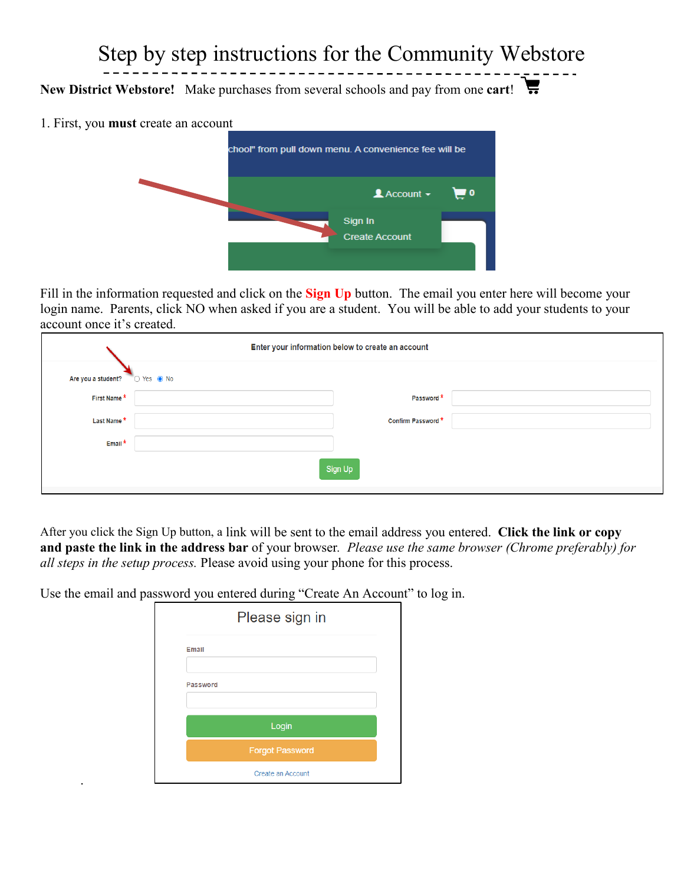# Step by step instructions for the Community Webstore

**New District Webstore!** Make purchases from several schools and pay from one **cart**!

1. First, you **must** create an account

Fill in the information requested and click on the **Sign Up** button. The email you enter here will become your login name. Parents, click NO when asked if you are a student. You will be able to add your students to your account once it's created.

After you click the Sign Up button, a link will be sent to the email address you entered. **Click the link or copy and paste the link in the address bar** of your browser. *Please use the same browser (Chrome preferably) for all steps in the setup process.* Please avoid using your phone for this process.

Use the email and password you entered during "Create An Account" to log in.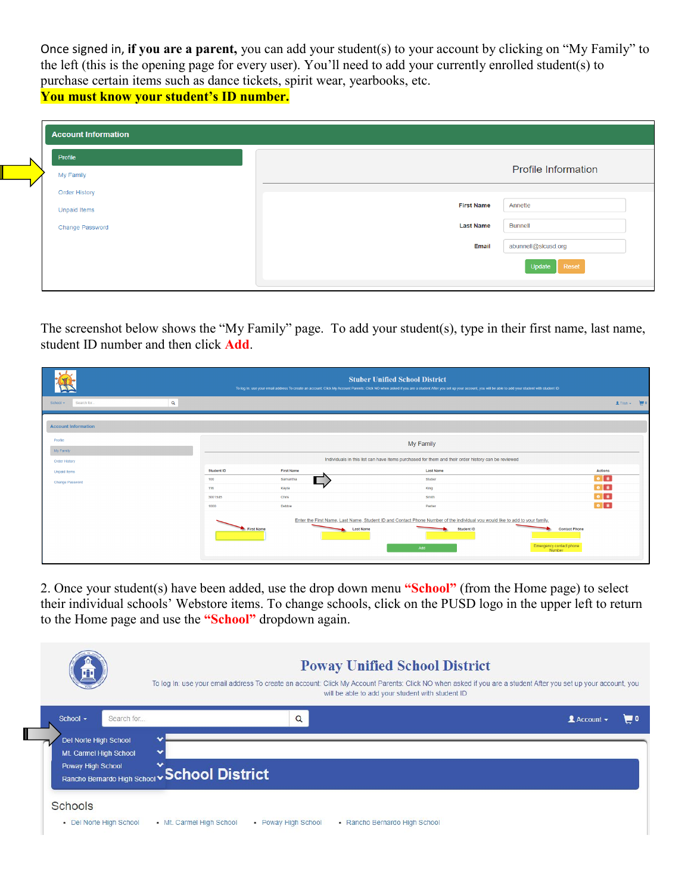Once signed in, **if you are a parent,** you can add your student(s) to your account by clicking on "My Family" to the left (this is the opening page for every user). You'll need to add your currently enrolled student(s) to purchase certain items such as dance tickets, spirit wear, yearbooks, etc.

**You must know your student's ID number.**

Account Information

Profile

My Family

Order History

Unpaid Items

Change Password

Profile Information

First Name: Annette

Last Name: Bunnell

Email: abunnell@slcusd.org

Update Reset

The screenshot below shows the "My Family" page. To add your student(s), type in their first name, last name, student ID number and then click **Add**.

Stuber Unified School District

My Family

Individuals in this list can have items purchased for them and their order history can be reviewed

| Student ID | First Name | Last Name | Actions |
|---|---|---|---|
| 100 | Samantha | Stuber | |
| 116 | Kayla | King | |
| 3001545 | Chris | Smith | |
| 1000 | Debbie | Parlier | |

Enter the First Name, Last Name, Student ID and Contact Phone Number of the individual you would like to add to your family.

First Name | Last Name | Student ID | Contact Phone

Emergency contact phone Number

Add

2. Once your student(s) have been added, use the drop down menu **"School"** (from the Home page) to select their individual schools' Webstore items. To change schools, click on the PUSD logo in the upper left to return to the Home page and use the **"School"** dropdown again.

Poway Unified School District

To log in: use your email address To create an account: Click My Account Parents: Click NO when asked if you are a student After you set up your account, you will be able to add your student with student ID

School ▾ Search for... Account ▾ 0

Del Norte High School

Mt. Carmel High School

Poway High School

Rancho Bernardo High School

School District

Schools

- Del Norte High School
- Mt. Carmel High School
- Poway High School
- Rancho Bernardo High School